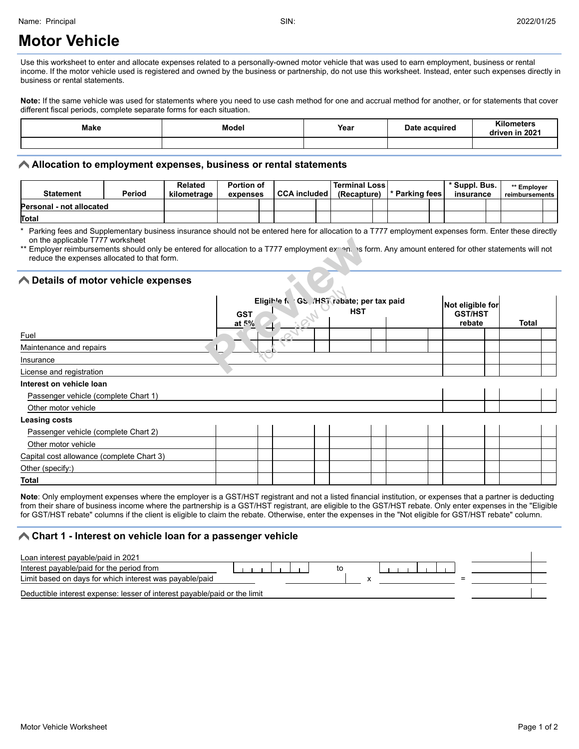Name: Principal SIN: 2022/01/25

# Motor Vehicle

Use this worksheet to enter and allocate expenses related to a personally-owned motor vehicle that was used to earn employment, business or rental income. If the motor vehicle used is registered and owned by the business or partnership, do not use this worksheet. Instead, enter such expenses directly in business or rental statements.

**Note:** If the same vehicle was used for statements where you need to use cash method for one and accrual method for another, or for statements that cover different fiscal periods, complete separate forms for each situation.

| Make | Model | Year | Date acquired | Kilometers driven in 2021 |
|---|---|---|---|---|
| | | | | |

## Allocation to employment expenses, business or rental statements

| Statement | Period | Related kilometrage | Portion of expenses | CCA included | Terminal Loss (Recapture) | * Parking fees | * Suppl. Bus. insurance | ** Employer reimbursements |
|---|---|---|---|---|---|---|---|---|
| Personal - not allocated | | | | | | | | |
| Total | | | | | | | | |

\* Parking fees and Supplementary business insurance should not be entered here for allocation to a T777 employment expenses form. Enter these directly on the applicable T777 worksheet

\*\* Employer reimbursements should only be entered for allocation to a T777 employment expenses form. Any amount entered for other statements will not reduce the expenses allocated to that form.

## Details of motor vehicle expenses

| | Eligible for GST/HST rebate; per tax paid | | | | Not eligible for GST/HST rebate | Total |
|---|---|---|---|---|---|---|
| | GST at 5% | | HST | | | |
| Fuel | | | | | | |
| Maintenance and repairs | | | | | | |
| Insurance | | | | | | |
| License and registration | | | | | | |
| **Interest on vehicle loan** | | | | | | |
| Passenger vehicle (complete Chart 1) | | | | | | |
| Other motor vehicle | | | | | | |
| **Leasing costs** | | | | | | |
| Passenger vehicle (complete Chart 2) | | | | | | |
| Other motor vehicle | | | | | | |
| Capital cost allowance (complete Chart 3) | | | | | | |
| Other (specify:) | | | | | | |
| **Total** | | | | | | |

**Note**: Only employment expenses where the employer is a GST/HST registrant and not a listed financial institution, or expenses that a partner is deducting from their share of business income where the partnership is a GST/HST registrant, are eligible to the GST/HST rebate. Only enter expenses in the "Eligible for GST/HST rebate" columns if the client is eligible to claim the rebate. Otherwise, enter the expenses in the "Not eligible for GST/HST rebate" column.

## Chart 1 - Interest on vehicle loan for a passenger vehicle

| | | | | |
|---|---|---|---|---|
| Loan interest payable/paid in 2021 | | | | |
| Interest payable/paid for the period from | | to | | |
| Limit based on days for which interest was payable/paid | | x | | = |
| Deductible interest expense: lesser of interest payable/paid or the limit | | | | |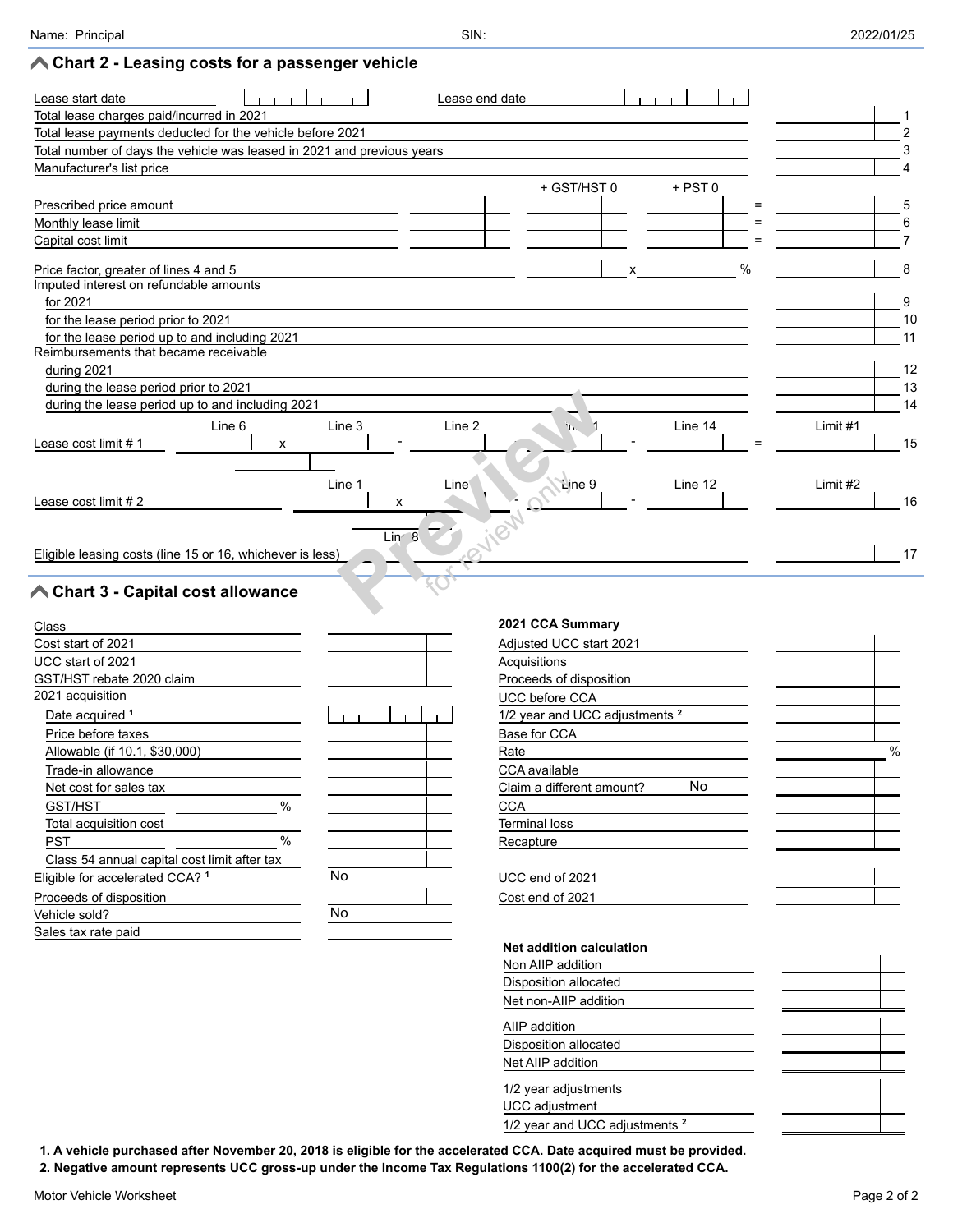Name: Principal SIN: 2022/01/25

## Chart 2 - Leasing costs for a passenger vehicle

| | | |
|---|---|---|
| Lease start date | Lease end date | |
| Total lease charges paid/incurred in 2021 | | 1 |
| Total lease payments deducted for the vehicle before 2021 | | 2 |
| Total number of days the vehicle was leased in 2021 and previous years | | 3 |
| Manufacturer's list price | | 4 |

| | | + GST/HST 0 | + PST 0 | | | |
|---|---|---|---|---|---|---|
| Prescribed price amount | | | | = | | 5 |
| Monthly lease limit | | | | = | | 6 |
| Capital cost limit | | | | = | | 7 |

| | | | |
|---|---|---|---|
| Price factor, greater of lines 4 and 5 | x % | | 8 |
| Imputed interest on refundable amounts | | | |
| for 2021 | | | 9 |
| for the lease period prior to 2021 | | | 10 |
| for the lease period up to and including 2021 | | | 11 |
| Reimbursements that became receivable | | | |
| during 2021 | | | 12 |
| during the lease period prior to 2021 | | | 13 |
| during the lease period up to and including 2021 | | | 14 |

| | Line 6 | | Line 3 | | Line 2 | | Line 11 | | Line 14 | | Limit #1 | |
|---|---|---|---|---|---|---|---|---|---|---|---|---|
| Lease cost limit # 1 | | x | | - | | - | | - | | = | | 15 |

| | | Line 1 | | Line 7 | | Line 9 | | Line 12 | Limit #2 | |
|---|---|---|---|---|---|---|---|---|---|---|
| Lease cost limit # 2 | | | x | | - | | - | | | 16 |
| | | | Line 8 | | | | | | | |

| | | |
|---|---|---|
| Eligible leasing costs (line 15 or 16, whichever is less) | | 17 |

## Chart 3 - Capital cost allowance

| | |
|---|---|
| Class | |
| Cost start of 2021 | |
| UCC start of 2021 | |
| GST/HST rebate 2020 claim | |
| 2021 acquisition | |
| Date acquired [1] | |
| Price before taxes | |
| Allowable (if 10.1, $30,000) | |
| Trade-in allowance | |
| Net cost for sales tax | |
| GST/HST % | |
| Total acquisition cost | |
| PST % | |
| Class 54 annual capital cost limit after tax | |
| Eligible for accelerated CCA? [1] | No |
| Proceeds of disposition | |
| Vehicle sold? | No |
| Sales tax rate paid | |

**2021 CCA Summary**

| | |
|---|---|
| Adjusted UCC start 2021 | |
| Acquisitions | |
| Proceeds of disposition | |
| UCC before CCA | |
| 1/2 year and UCC adjustments [2] | |
| Base for CCA | |
| Rate | % |
| CCA available | |
| Claim a different amount? No | |
| CCA | |
| Terminal loss | |
| Recapture | |
| UCC end of 2021 | |
| Cost end of 2021 | |

**Net addition calculation**

| | |
|---|---|
| Non AIIP addition | |
| Disposition allocated | |
| Net non-AIIP addition | |
| AIIP addition | |
| Disposition allocated | |
| Net AIIP addition | |
| 1/2 year adjustments | |
| UCC adjustment | |
| 1/2 year and UCC adjustments [2] | |

**1. A vehicle purchased after November 20, 2018 is eligible for the accelerated CCA. Date acquired must be provided.**
**2. Negative amount represents UCC gross-up under the Income Tax Regulations 1100(2) for the accelerated CCA.**

Motor Vehicle Worksheet